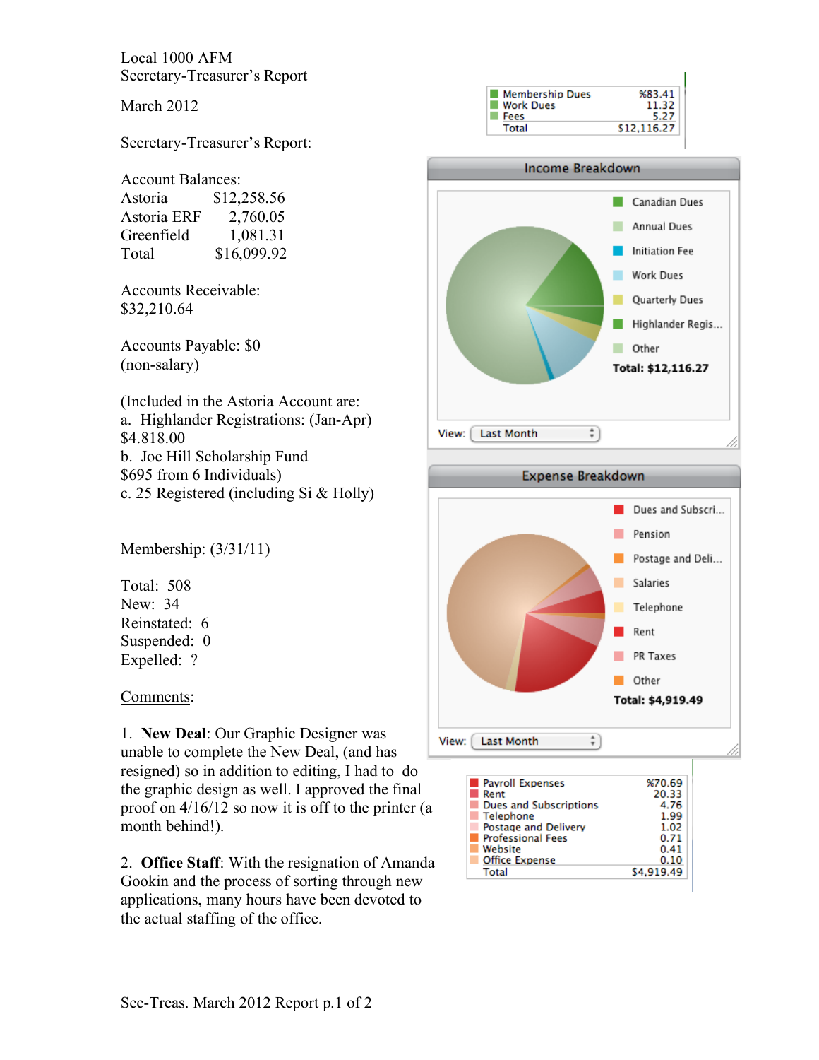Local 1000 AFM
Secretary-Treasurer's Report

March 2012

Secretary-Treasurer's Report:

Account Balances:

| | |
|---|---|
| Astoria | $12,258.56 |
| Astoria ERF | 2,760.05 |
| Greenfield | 1,081.31 |
| Total | $16,099.92 |

Accounts Receivable:
$32,210.64

Accounts Payable: $0
(non-salary)

(Included in the Astoria Account are:
a. Highlander Registrations: (Jan-Apr)
$4.818.00
b. Joe Hill Scholarship Fund
$695 from 6 Individuals)
c. 25 Registered (including Si & Holly)

| | % |
|---|---|
| Membership Dues | 83.41 |
| Work Dues | 11.32 |
| Fees | 5.27 |
| Total | $12,116.27 |

**Income Breakdown**

Canadian Dues
Annual Dues
Initiation Fee
Work Dues
Quarterly Dues
Highlander Regis...
Other
**Total: $12,116.27**

View: Last Month

**Expense Breakdown**

Dues and Subscri...
Pension
Postage and Deli...
Salaries
Telephone
Rent
PR Taxes
Other
**Total: $4,919.49**

View: Last Month

| | % |
|---|---|
| Payroll Expenses | 70.69 |
| Rent | 20.33 |
| Dues and Subscriptions | 4.76 |
| Telephone | 1.99 |
| Postage and Delivery | 1.02 |
| Professional Fees | 0.71 |
| Website | 0.41 |
| Office Expense | 0.10 |
| Total | $4,919.49 |

Membership: (3/31/11)

Total: 508
New: 34
Reinstated: 6
Suspended: 0
Expelled: ?

Comments:

1. **New Deal**: Our Graphic Designer was unable to complete the New Deal, (and has resigned) so in addition to editing, I had to do the graphic design as well. I approved the final proof on 4/16/12 so now it is off to the printer (a month behind!).

2. **Office Staff**: With the resignation of Amanda Gookin and the process of sorting through new applications, many hours have been devoted to the actual staffing of the office.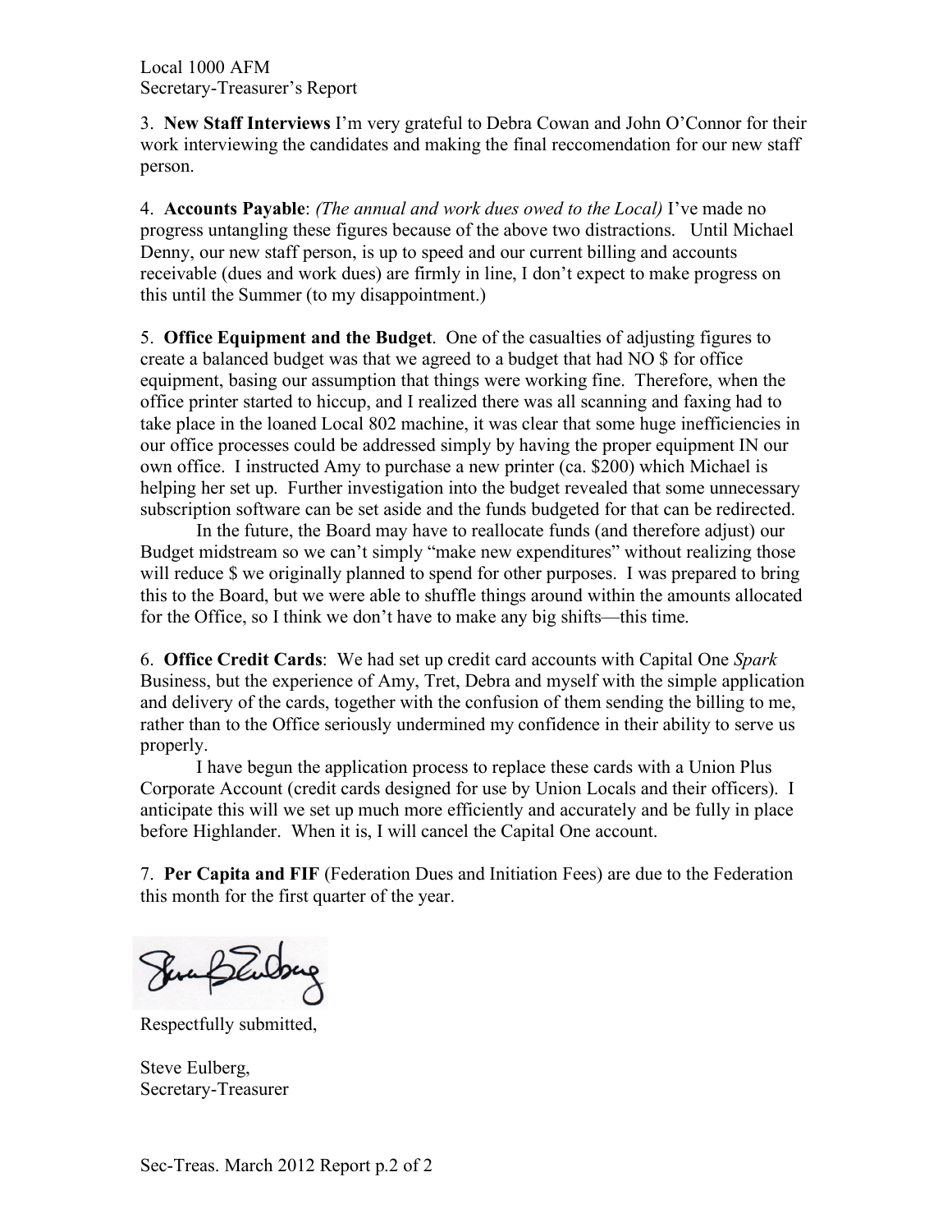3. **New Staff Interviews** I'm very grateful to Debra Cowan and John O'Connor for their work interviewing the candidates and making the final reccomendation for our new staff person.

4. **Accounts Payable**: *(The annual and work dues owed to the Local)* I've made no progress untangling these figures because of the above two distractions. Until Michael Denny, our new staff person, is up to speed and our current billing and accounts receivable (dues and work dues) are firmly in line, I don't expect to make progress on this until the Summer (to my disappointment.)

5. **Office Equipment and the Budget**. One of the casualties of adjusting figures to create a balanced budget was that we agreed to a budget that had NO $ for office equipment, basing our assumption that things were working fine. Therefore, when the office printer started to hiccup, and I realized there was all scanning and faxing had to take place in the loaned Local 802 machine, it was clear that some huge inefficiencies in our office processes could be addressed simply by having the proper equipment IN our own office. I instructed Amy to purchase a new printer (ca. $200) which Michael is helping her set up. Further investigation into the budget revealed that some unnecessary subscription software can be set aside and the funds budgeted for that can be redirected.

In the future, the Board may have to reallocate funds (and therefore adjust) our Budget midstream so we can't simply "make new expenditures" without realizing those will reduce $ we originally planned to spend for other purposes. I was prepared to bring this to the Board, but we were able to shuffle things around within the amounts allocated for the Office, so I think we don't have to make any big shifts—this time.

6. **Office Credit Cards**: We had set up credit card accounts with Capital One *Spark* Business, but the experience of Amy, Tret, Debra and myself with the simple application and delivery of the cards, together with the confusion of them sending the billing to me, rather than to the Office seriously undermined my confidence in their ability to serve us properly.

I have begun the application process to replace these cards with a Union Plus Corporate Account (credit cards designed for use by Union Locals and their officers). I anticipate this will we set up much more efficiently and accurately and be fully in place before Highlander. When it is, I will cancel the Capital One account.

7. **Per Capita and FIF** (Federation Dues and Initiation Fees) are due to the Federation this month for the first quarter of the year.

Respectfully submitted,

Steve Eulberg,
Secretary-Treasurer

Sec-Treas. March 2012 Report p.2 of 2